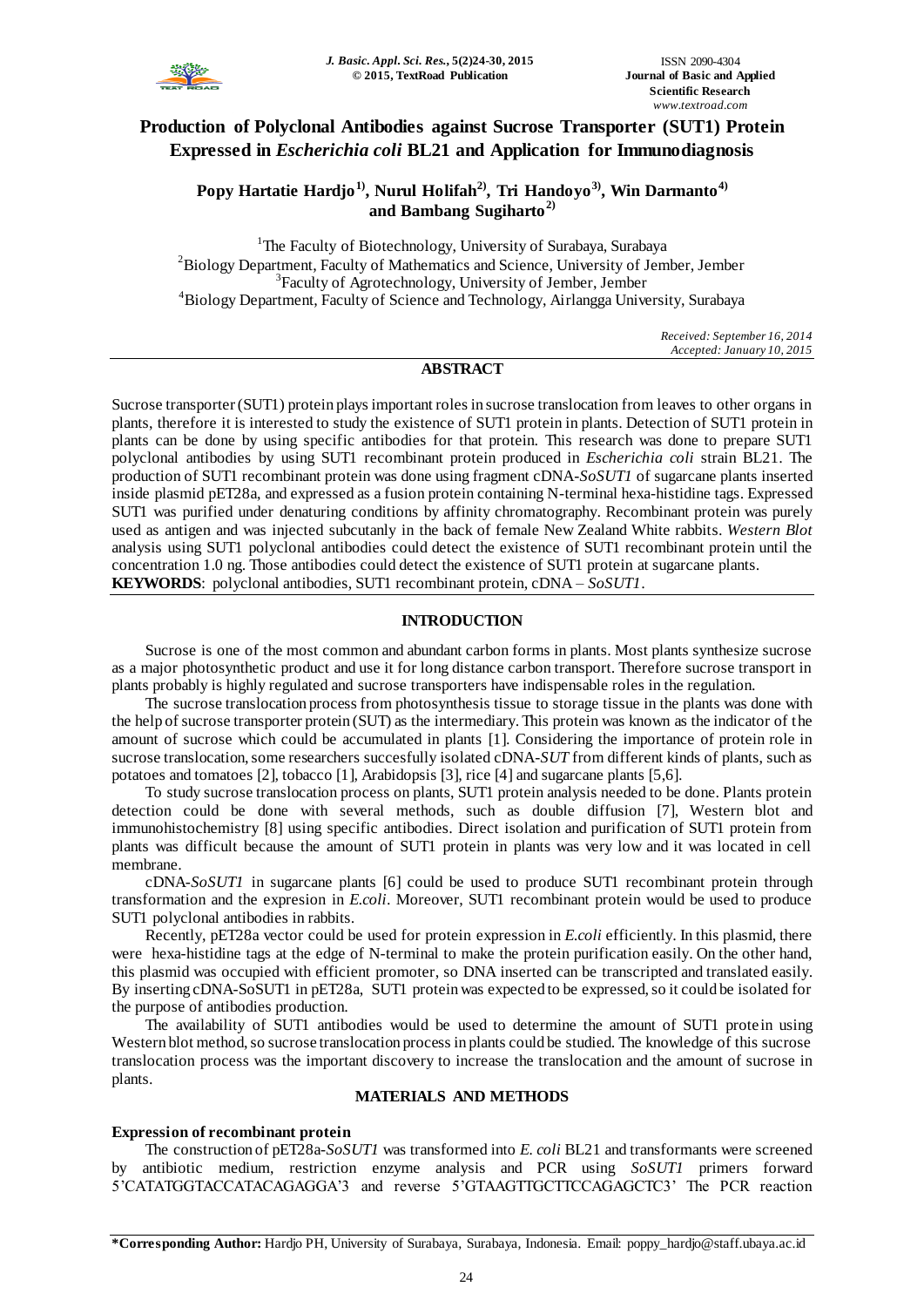# Production of Polyclonal Antibodies against Sucrose Transporter (SUT1) Protein Expressed in *Escherichia coli* BL21 and Application for Immunodiagnosis

**Popy Hartatie Hardjo[1)], Nurul Holifah[2)], Tri Handoyo[3)], Win Darmanto[4)] and Bambang Sugiharto[2)]**

[1]The Faculty of Biotechnology, University of Surabaya, Surabaya
[2]Biology Department, Faculty of Mathematics and Science, University of Jember, Jember
[3]Faculty of Agrotechnology, University of Jember, Jember
[4]Biology Department, Faculty of Science and Technology, Airlangga University, Surabaya

*Received: September 16, 2014*
*Accepted: January 10, 2015*

## ABSTRACT

Sucrose transporter (SUT1) protein plays important roles in sucrose translocation from leaves to other organs in plants, therefore it is interested to study the existence of SUT1 protein in plants. Detection of SUT1 protein in plants can be done by using specific antibodies for that protein. This research was done to prepare SUT1 polyclonal antibodies by using SUT1 recombinant protein produced in *Escherichia coli* strain BL21. The production of SUT1 recombinant protein was done using fragment cDNA-*SoSUT1* of sugarcane plants inserted inside plasmid pET28a, and expressed as a fusion protein containing N-terminal hexa-histidine tags. Expressed SUT1 was purified under denaturing conditions by affinity chromatography. Recombinant protein was purely used as antigen and was injected subcutanly in the back of female New Zealand White rabbits. *Western Blot* analysis using SUT1 polyclonal antibodies could detect the existence of SUT1 recombinant protein until the concentration 1.0 ng. Those antibodies could detect the existence of SUT1 protein at sugarcane plants.

**KEYWORDS**: polyclonal antibodies, SUT1 recombinant protein, cDNA – *SoSUT1*.

## INTRODUCTION

Sucrose is one of the most common and abundant carbon forms in plants. Most plants synthesize sucrose as a major photosynthetic product and use it for long distance carbon transport. Therefore sucrose transport in plants probably is highly regulated and sucrose transporters have indispensable roles in the regulation.

The sucrose translocation process from photosynthesis tissue to storage tissue in the plants was done with the help of sucrose transporter protein (SUT) as the intermediary. This protein was known as the indicator of the amount of sucrose which could be accumulated in plants [1]. Considering the importance of protein role in sucrose translocation, some researchers succesfully isolated cDNA-*SUT* from different kinds of plants, such as potatoes and tomatoes [2], tobacco [1], Arabidopsis [3], rice [4] and sugarcane plants [5,6].

To study sucrose translocation process on plants, SUT1 protein analysis needed to be done. Plants protein detection could be done with several methods, such as double diffusion [7], Western blot and immunohistochemistry [8] using specific antibodies. Direct isolation and purification of SUT1 protein from plants was difficult because the amount of SUT1 protein in plants was very low and it was located in cell membrane.

cDNA-*SoSUT1* in sugarcane plants [6] could be used to produce SUT1 recombinant protein through transformation and the expresion in *E.coli*. Moreover, SUT1 recombinant protein would be used to produce SUT1 polyclonal antibodies in rabbits.

Recently, pET28a vector could be used for protein expression in *E.coli* efficiently. In this plasmid, there were hexa-histidine tags at the edge of N-terminal to make the protein purification easily. On the other hand, this plasmid was occupied with efficient promoter, so DNA inserted can be transcripted and translated easily. By inserting cDNA-SoSUT1 in pET28a, SUT1 protein was expected to be expressed, so it could be isolated for the purpose of antibodies production.

The availability of SUT1 antibodies would be used to determine the amount of SUT1 protein using Western blot method, so sucrose translocation process in plants could be studied. The knowledge of this sucrose translocation process was the important discovery to increase the translocation and the amount of sucrose in plants.

## MATERIALS AND METHODS

### Expression of recombinant protein

The construction of pET28a-*SoSUT1* was transformed into *E. coli* BL21 and transformants were screened by antibiotic medium, restriction enzyme analysis and PCR using *SoSUT1* primers forward 5'CATATGGTACCATACAGAGGA'3 and reverse 5'GTAAGTTGCTTCCAGAGCTC3' The PCR reaction

**\*Corresponding Author:** Hardjo PH, University of Surabaya, Surabaya, Indonesia. Email: poppy_hardjo@staff.ubaya.ac.id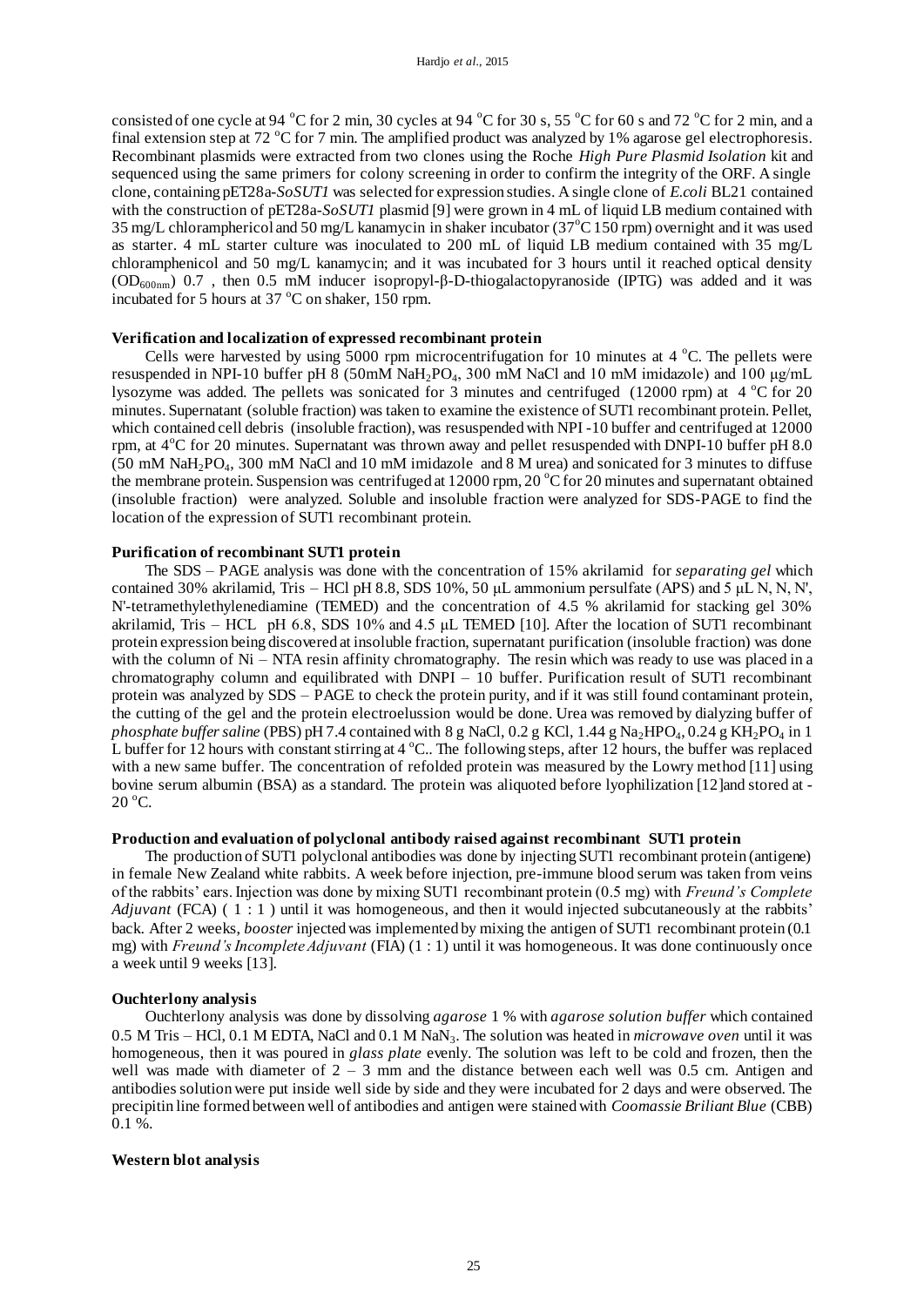consisted of one cycle at 94 °C for 2 min, 30 cycles at 94 °C for 30 s, 55 °C for 60 s and 72 °C for 2 min, and a final extension step at 72 °C for 7 min. The amplified product was analyzed by 1% agarose gel electrophoresis. Recombinant plasmids were extracted from two clones using the Roche *High Pure Plasmid Isolation* kit and sequenced using the same primers for colony screening in order to confirm the integrity of the ORF. A single clone, containing pET28a-*SoSUT1* was selected for expression studies. A single clone of *E.coli* BL21 contained with the construction of pET28a-*SoSUT1* plasmid [9] were grown in 4 mL of liquid LB medium contained with 35 mg/L chloramphericol and 50 mg/L kanamycin in shaker incubator (37°C 150 rpm) overnight and it was used as starter. 4 mL starter culture was inoculated to 200 mL of liquid LB medium contained with 35 mg/L chloramphenicol and 50 mg/L kanamycin; and it was incubated for 3 hours until it reached optical density ($OD_{600nm}$) 0.7 , then 0.5 mM inducer isopropyl-β-D-thiogalactopyranoside (IPTG) was added and it was incubated for 5 hours at 37 °C on shaker, 150 rpm.

**Verification and localization of expressed recombinant protein**

Cells were harvested by using 5000 rpm microcentrifugation for 10 minutes at 4 °C. The pellets were resuspended in NPI-10 buffer pH 8 (50mM $NaH_2PO_4$, 300 mM NaCl and 10 mM imidazole) and 100 μg/mL lysozyme was added. The pellets was sonicated for 3 minutes and centrifuged (12000 rpm) at 4 °C for 20 minutes. Supernatant (soluble fraction) was taken to examine the existence of SUT1 recombinant protein. Pellet, which contained cell debris (insoluble fraction), was resuspended with NPI -10 buffer and centrifuged at 12000 rpm, at 4°C for 20 minutes. Supernatant was thrown away and pellet resuspended with DNPI-10 buffer pH 8.0 (50 mM $NaH_2PO_4$, 300 mM NaCl and 10 mM imidazole and 8 M urea) and sonicated for 3 minutes to diffuse the membrane protein. Suspension was centrifuged at 12000 rpm, 20 °C for 20 minutes and supernatant obtained (insoluble fraction) were analyzed. Soluble and insoluble fraction were analyzed for SDS-PAGE to find the location of the expression of SUT1 recombinant protein.

**Purification of recombinant SUT1 protein**

The SDS – PAGE analysis was done with the concentration of 15% akrilamid for *separating gel* which contained 30% akrilamid, Tris – HCl pH 8.8, SDS 10%, 50 μL ammonium persulfate (APS) and 5 μL N, N, N', N'-tetramethylethylenediamine (TEMED) and the concentration of 4.5 % akrilamid for stacking gel 30% akrilamid, Tris – HCL pH 6.8, SDS 10% and 4.5 μL TEMED [10]. After the location of SUT1 recombinant protein expression being discovered at insoluble fraction, supernatant purification (insoluble fraction) was done with the column of Ni – NTA resin affinity chromatography. The resin which was ready to use was placed in a chromatography column and equilibrated with DNPI – 10 buffer. Purification result of SUT1 recombinant protein was analyzed by SDS – PAGE to check the protein purity, and if it was still found contaminant protein, the cutting of the gel and the protein electroelussion would be done. Urea was removed by dialyzing buffer of *phosphate buffer saline* (PBS) pH 7.4 contained with 8 g NaCl, 0.2 g KCl, 1.44 g $Na_2HPO_4$, 0.24 g $KH_2PO_4$ in 1 L buffer for 12 hours with constant stirring at 4 °C.. The following steps, after 12 hours, the buffer was replaced with a new same buffer. The concentration of refolded protein was measured by the Lowry method [11] using bovine serum albumin (BSA) as a standard. The protein was aliquoted before lyophilization [12]and stored at - 20 °C.

**Production and evaluation of polyclonal antibody raised against recombinant SUT1 protein**

The production of SUT1 polyclonal antibodies was done by injecting SUT1 recombinant protein (antigene) in female New Zealand white rabbits. A week before injection, pre-immune blood serum was taken from veins of the rabbits' ears. Injection was done by mixing SUT1 recombinant protein (0.5 mg) with *Freund's Complete Adjuvant* (FCA) ( 1 : 1 ) until it was homogeneous, and then it would injected subcutaneously at the rabbits' back. After 2 weeks, *booster* injected was implemented by mixing the antigen of SUT1 recombinant protein (0.1 mg) with *Freund's Incomplete Adjuvant* (FIA) (1 : 1) until it was homogeneous. It was done continuously once a week until 9 weeks [13].

**Ouchterlony analysis**

Ouchterlony analysis was done by dissolving *agarose* 1 % with *agarose solution buffer* which contained 0.5 M Tris – HCl, 0.1 M EDTA, NaCl and 0.1 M $NaN_3$. The solution was heated in *microwave oven* until it was homogeneous, then it was poured in *glass plate* evenly. The solution was left to be cold and frozen, then the well was made with diameter of 2 – 3 mm and the distance between each well was 0.5 cm. Antigen and antibodies solution were put inside well side by side and they were incubated for 2 days and were observed. The precipitin line formed between well of antibodies and antigen were stained with *Coomassie Briliant Blue* (CBB) 0.1 %.

**Western blot analysis**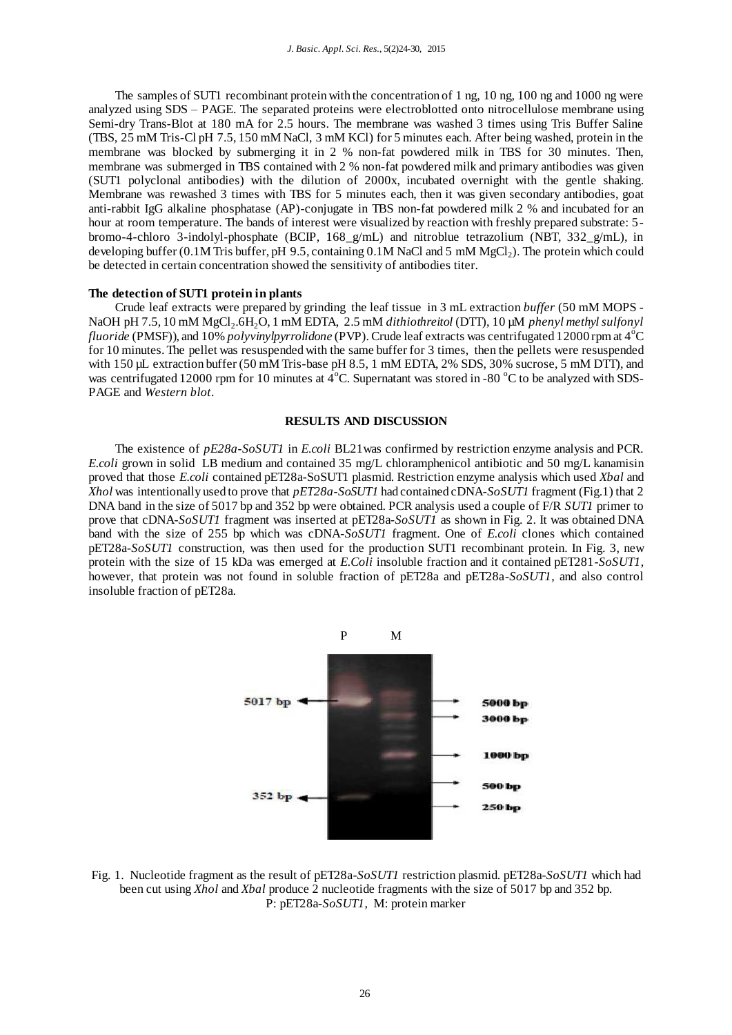The samples of SUT1 recombinant protein with the concentration of 1 ng, 10 ng, 100 ng and 1000 ng were analyzed using SDS – PAGE. The separated proteins were electroblotted onto nitrocellulose membrane using Semi-dry Trans-Blot at 180 mA for 2.5 hours. The membrane was washed 3 times using Tris Buffer Saline (TBS, 25 mM Tris-Cl pH 7.5, 150 mM NaCl, 3 mM KCl) for 5 minutes each. After being washed, protein in the membrane was blocked by submerging it in 2 % non-fat powdered milk in TBS for 30 minutes. Then, membrane was submerged in TBS contained with 2 % non-fat powdered milk and primary antibodies was given (SUT1 polyclonal antibodies) with the dilution of 2000x, incubated overnight with the gentle shaking. Membrane was rewashed 3 times with TBS for 5 minutes each, then it was given secondary antibodies, goat anti-rabbit IgG alkaline phosphatase (AP)-conjugate in TBS non-fat powdered milk 2 % and incubated for an hour at room temperature. The bands of interest were visualized by reaction with freshly prepared substrate: 5-bromo-4-chloro 3-indolyl-phosphate (BCIP, 168_g/mL) and nitroblue tetrazolium (NBT, 332_g/mL), in developing buffer (0.1M Tris buffer, pH 9.5, containing 0.1M NaCl and 5 mM $MgCl_2$). The protein which could be detected in certain concentration showed the sensitivity of antibodies titer.

**The detection of SUT1 protein in plants**

Crude leaf extracts were prepared by grinding the leaf tissue in 3 mL extraction *buffer* (50 mM MOPS - NaOH pH 7.5, 10 mM $MgCl_2.6H_2O$, 1 mM EDTA, 2.5 mM *dithiothreitol* (DTT), 10 μM *phenyl methyl sulfonyl fluoride* (PMSF)), and 10% *polyvinylpyrrolidone* (PVP). Crude leaf extracts was centrifugated 12000 rpm at 4°C for 10 minutes. The pellet was resuspended with the same buffer for 3 times, then the pellets were resuspended with 150 μL extraction buffer (50 mM Tris-base pH 8.5, 1 mM EDTA, 2% SDS, 30% sucrose, 5 mM DTT), and was centrifugated 12000 rpm for 10 minutes at 4°C. Supernatant was stored in -80 °C to be analyzed with SDS-PAGE and *Western blot*.

## RESULTS AND DISCUSSION

The existence of *pE28a-SoSUT1* in *E.coli* BL21was confirmed by restriction enzyme analysis and PCR. *E.coli* grown in solid LB medium and contained 35 mg/L chloramphenicol antibiotic and 50 mg/L kanamisin proved that those *E.coli* contained pET28a-SoSUT1 plasmid. Restriction enzyme analysis which used *XbaI* and *XhoI* was intentionally used to prove that *pET28a-SoSUT1* had contained cDNA-*SoSUT1* fragment (Fig.1) that 2 DNA band in the size of 5017 bp and 352 bp were obtained. PCR analysis used a couple of F/R *SUT1* primer to prove that cDNA-*SoSUT1* fragment was inserted at pET28a-*SoSUT1* as shown in Fig. 2. It was obtained DNA band with the size of 255 bp which was cDNA-*SoSUT1* fragment. One of *E.coli* clones which contained pET28a-*SoSUT1* construction, was then used for the production SUT1 recombinant protein. In Fig. 3, new protein with the size of 15 kDa was emerged at *E.Coli* insoluble fraction and it contained pET281-*SoSUT1*, however, that protein was not found in soluble fraction of pET28a and pET28a-*SoSUT1*, and also control insoluble fraction of pET28a.

Fig. 1. Nucleotide fragment as the result of pET28a-*SoSUT1* restriction plasmid. pET28a-*SoSUT1* which had been cut using *XhoI* and *XbaI* produce 2 nucleotide fragments with the size of 5017 bp and 352 bp. P: pET28a-*SoSUT1*, M: protein marker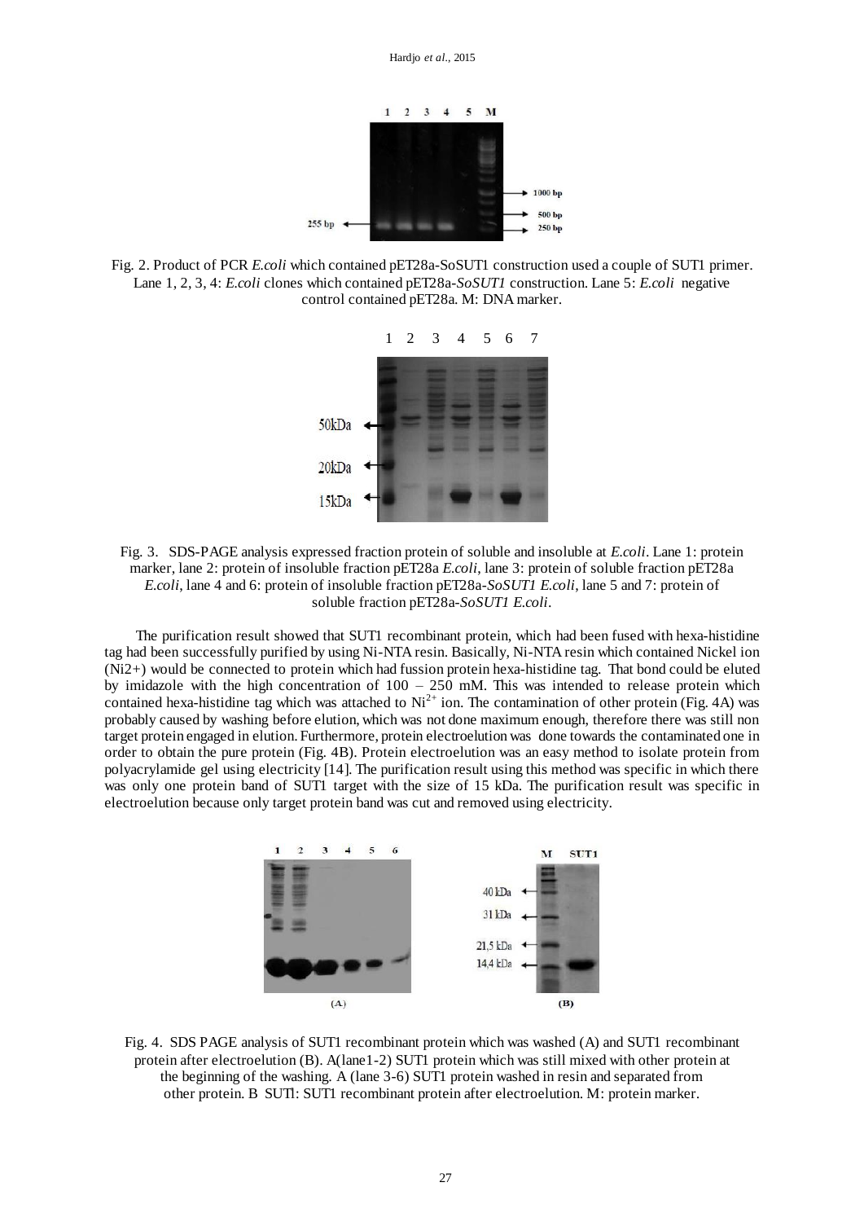Fig. 2. Product of PCR *E.coli* which contained pET28a-SoSUT1 construction used a couple of SUT1 primer. Lane 1, 2, 3, 4: *E.coli* clones which contained pET28a-*SoSUT1* construction. Lane 5: *E.coli* negative control contained pET28a. M: DNA marker.

Fig. 3. SDS-PAGE analysis expressed fraction protein of soluble and insoluble at *E.coli*. Lane 1: protein marker, lane 2: protein of insoluble fraction pET28a *E.coli*, lane 3: protein of soluble fraction pET28a *E.coli*, lane 4 and 6: protein of insoluble fraction pET28a-*SoSUT1 E.coli*, lane 5 and 7: protein of soluble fraction pET28a-*SoSUT1 E.coli*.

The purification result showed that SUT1 recombinant protein, which had been fused with hexa-histidine tag had been successfully purified by using Ni-NTA resin. Basically, Ni-NTA resin which contained Nickel ion (Ni2+) would be connected to protein which had fussion protein hexa-histidine tag. That bond could be eluted by imidazole with the high concentration of 100 – 250 mM. This was intended to release protein which contained hexa-histidine tag which was attached to $Ni^{2+}$ ion. The contamination of other protein (Fig. 4A) was probably caused by washing before elution, which was not done maximum enough, therefore there was still non target protein engaged in elution. Furthermore, protein electroelution was done towards the contaminated one in order to obtain the pure protein (Fig. 4B). Protein electroelution was an easy method to isolate protein from polyacrylamide gel using electricity [14]. The purification result using this method was specific in which there was only one protein band of SUT1 target with the size of 15 kDa. The purification result was specific in electroelution because only target protein band was cut and removed using electricity.

Fig. 4. SDS PAGE analysis of SUT1 recombinant protein which was washed (A) and SUT1 recombinant protein after electroelution (B). A(lane1-2) SUT1 protein which was still mixed with other protein at the beginning of the washing. A (lane 3-6) SUT1 protein washed in resin and separated from other protein. B SUTl: SUT1 recombinant protein after electroelution. M: protein marker.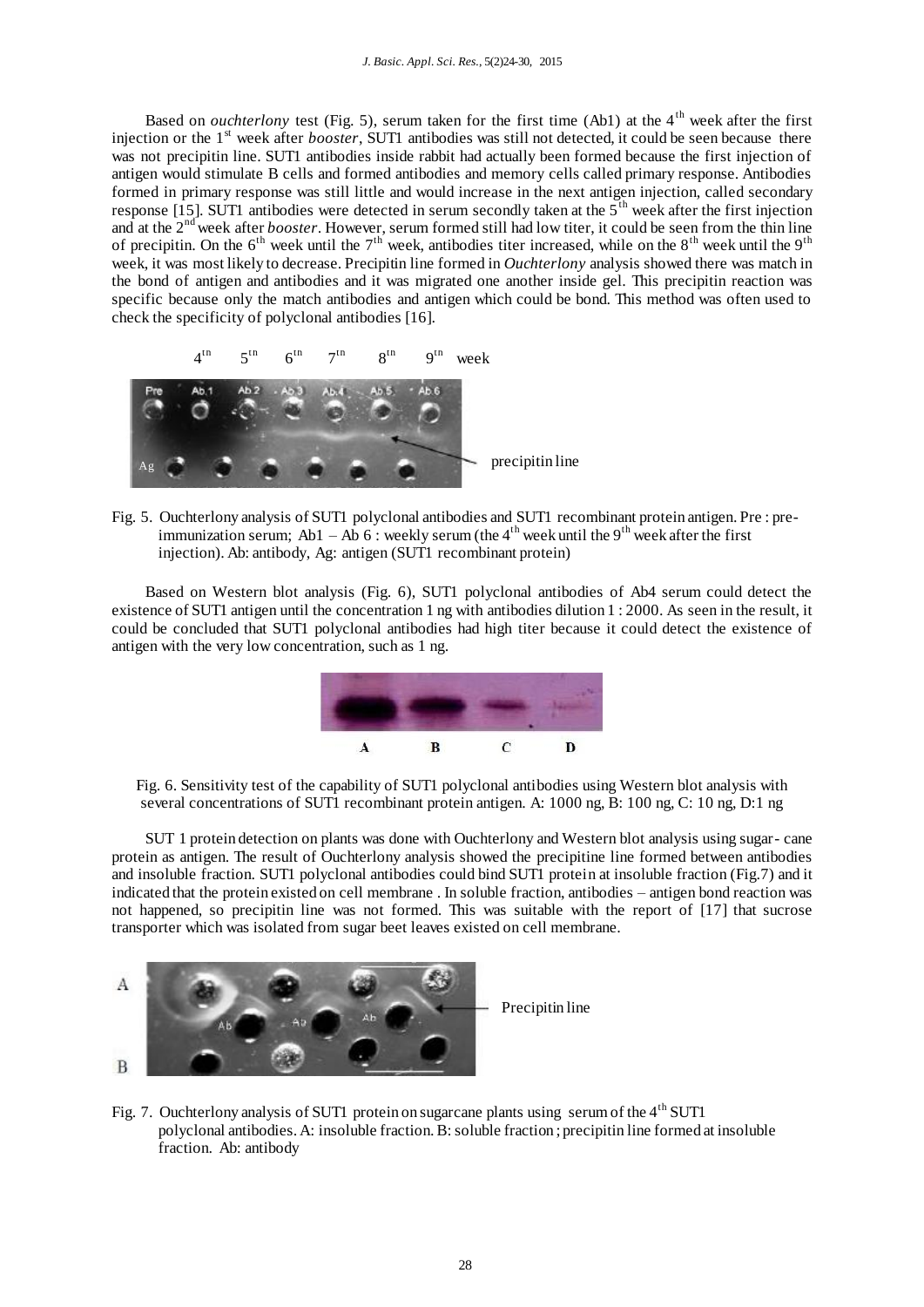Based on *ouchterlony* test (Fig. 5), serum taken for the first time (Ab1) at the 4$^{th}$ week after the first injection or the 1$^{st}$ week after *booster*, SUT1 antibodies was still not detected, it could be seen because there was not precipitin line. SUT1 antibodies inside rabbit had actually been formed because the first injection of antigen would stimulate B cells and formed antibodies and memory cells called primary response. Antibodies formed in primary response was still little and would increase in the next antigen injection, called secondary response [15]. SUT1 antibodies were detected in serum secondly taken at the 5$^{th}$ week after the first injection and at the 2$^{nd}$ week after *booster*. However, serum formed still had low titer, it could be seen from the thin line of precipitin. On the 6$^{th}$ week until the 7$^{th}$ week, antibodies titer increased, while on the 8$^{th}$ week until the 9$^{th}$ week, it was most likely to decrease. Precipitin line formed in *Ouchterlony* analysis showed there was match in the bond of antigen and antibodies and it was migrated one another inside gel. This precipitin reaction was specific because only the match antibodies and antigen which could be bond. This method was often used to check the specificity of polyclonal antibodies [16].

Fig. 5. Ouchterlony analysis of SUT1 polyclonal antibodies and SUT1 recombinant protein antigen. Pre : pre-immunization serum; Ab1 – Ab 6 : weekly serum (the 4$^{th}$ week until the 9$^{th}$ week after the first injection). Ab: antibody, Ag: antigen (SUT1 recombinant protein)

Based on Western blot analysis (Fig. 6), SUT1 polyclonal antibodies of Ab4 serum could detect the existence of SUT1 antigen until the concentration 1 ng with antibodies dilution 1 : 2000. As seen in the result, it could be concluded that SUT1 polyclonal antibodies had high titer because it could detect the existence of antigen with the very low concentration, such as 1 ng.

Fig. 6. Sensitivity test of the capability of SUT1 polyclonal antibodies using Western blot analysis with several concentrations of SUT1 recombinant protein antigen. A: 1000 ng, B: 100 ng, C: 10 ng, D:1 ng

SUT 1 protein detection on plants was done with Ouchterlony and Western blot analysis using sugar- cane protein as antigen. The result of Ouchterlony analysis showed the precipitine line formed between antibodies and insoluble fraction. SUT1 polyclonal antibodies could bind SUT1 protein at insoluble fraction (Fig.7) and it indicated that the protein existed on cell membrane . In soluble fraction, antibodies – antigen bond reaction was not happened, so precipitin line was not formed. This was suitable with the report of [17] that sucrose transporter which was isolated from sugar beet leaves existed on cell membrane.

Fig. 7. Ouchterlony analysis of SUT1 protein on sugarcane plants using serum of the 4$^{th}$ SUT1 polyclonal antibodies. A: insoluble fraction. B: soluble fraction ; precipitin line formed at insoluble fraction. Ab: antibody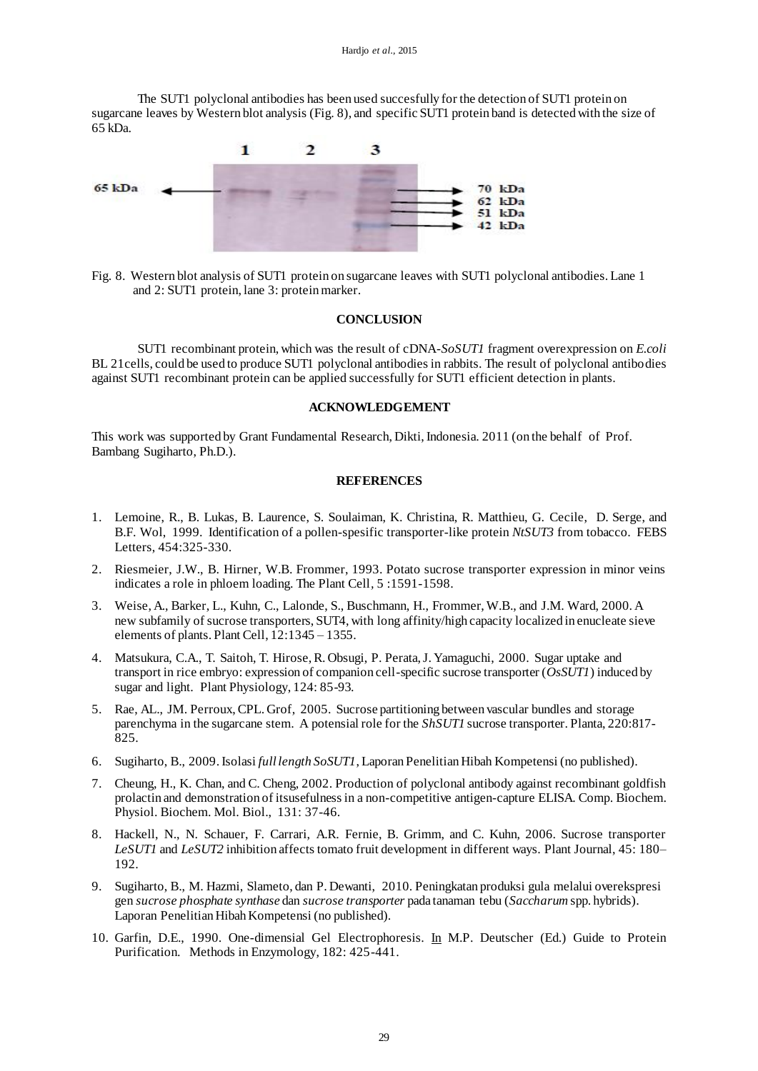The SUT1 polyclonal antibodies has been used succesfully for the detection of SUT1 protein on sugarcane leaves by Western blot analysis (Fig. 8), and specific SUT1 protein band is detected with the size of 65 kDa.

Fig. 8. Western blot analysis of SUT1 protein on sugarcane leaves with SUT1 polyclonal antibodies. Lane 1 and 2: SUT1 protein, lane 3: protein marker.

## CONCLUSION

SUT1 recombinant protein, which was the result of cDNA-*SoSUT1* fragment overexpression on *E.coli* BL 21cells, could be used to produce SUT1 polyclonal antibodies in rabbits. The result of polyclonal antibodies against SUT1 recombinant protein can be applied successfully for SUT1 efficient detection in plants.

## ACKNOWLEDGEMENT

This work was supported by Grant Fundamental Research, Dikti, Indonesia. 2011 (on the behalf of Prof. Bambang Sugiharto, Ph.D.).

## REFERENCES

1. Lemoine, R., B. Lukas, B. Laurence, S. Soulaiman, K. Christina, R. Matthieu, G. Cecile, D. Serge, and B.F. Wol, 1999. Identification of a pollen-spesific transporter-like protein *NtSUT3* from tobacco. FEBS Letters, 454:325-330.
2. Riesmeier, J.W., B. Hirner, W.B. Frommer, 1993. Potato sucrose transporter expression in minor veins indicates a role in phloem loading. The Plant Cell, 5 :1591-1598.
3. Weise, A., Barker, L., Kuhn, C., Lalonde, S., Buschmann, H., Frommer, W.B., and J.M. Ward, 2000. A new subfamily of sucrose transporters, SUT4, with long affinity/high capacity localized in enucleate sieve elements of plants. Plant Cell, 12:1345 – 1355.
4. Matsukura, C.A., T. Saitoh, T. Hirose, R. Obsugi, P. Perata, J. Yamaguchi, 2000. Sugar uptake and transport in rice embryo: expression of companion cell-specific sucrose transporter (*OsSUT1*) induced by sugar and light. Plant Physiology, 124: 85-93.
5. Rae, AL., JM. Perroux, CPL. Grof, 2005. Sucrose partitioning between vascular bundles and storage parenchyma in the sugarcane stem. A potensial role for the *ShSUT1* sucrose transporter. Planta, 220:817-825.
6. Sugiharto, B., 2009. Isolasi *full length SoSUT1*, Laporan Penelitian Hibah Kompetensi (no published).
7. Cheung, H., K. Chan, and C. Cheng, 2002. Production of polyclonal antibody against recombinant goldfish prolactin and demonstration of itsusefulness in a non-competitive antigen-capture ELISA. Comp. Biochem. Physiol. Biochem. Mol. Biol., 131: 37-46.
8. Hackell, N., N. Schauer, F. Carrari, A.R. Fernie, B. Grimm, and C. Kuhn, 2006. Sucrose transporter *LeSUT1* and *LeSUT2* inhibition affects tomato fruit development in different ways. Plant Journal, 45: 180–192.
9. Sugiharto, B., M. Hazmi, Slameto, dan P. Dewanti, 2010. Peningkatan produksi gula melalui overekspresi gen *sucrose phosphate synthase* dan *sucrose transporter* pada tanaman tebu (*Saccharum* spp. hybrids). Laporan Penelitian Hibah Kompetensi (no published).
10. Garfin, D.E., 1990. One-dimensial Gel Electrophoresis. In M.P. Deutscher (Ed.) Guide to Protein Purification. Methods in Enzymology, 182: 425-441.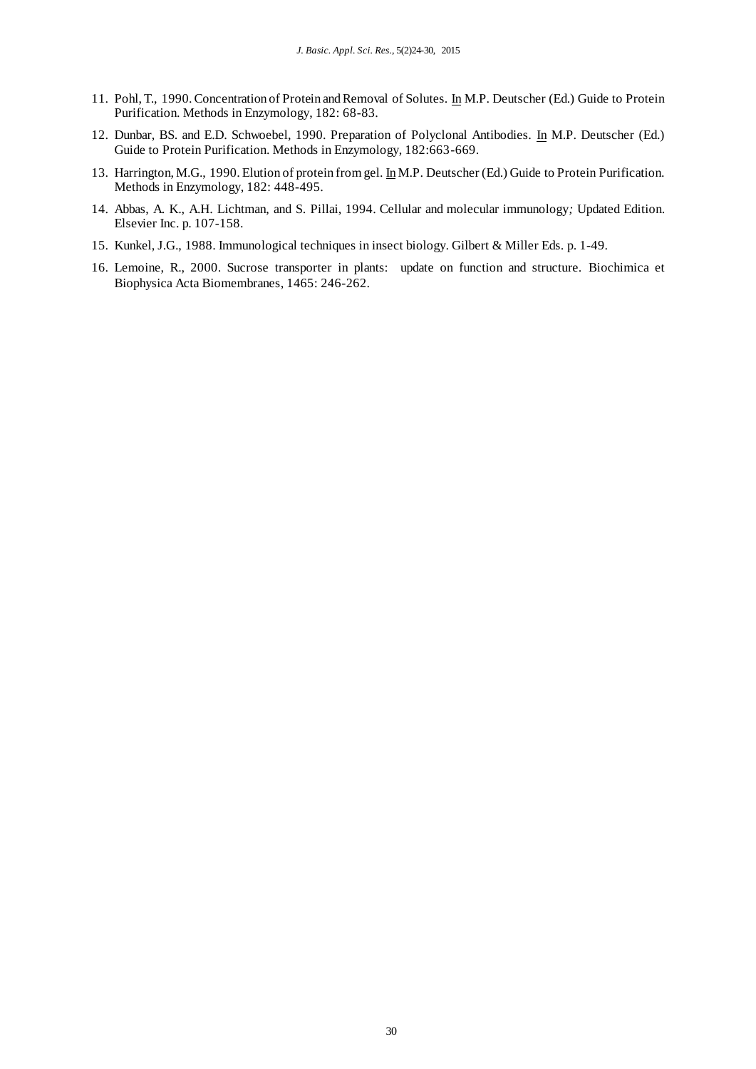11. Pohl, T., 1990. Concentration of Protein and Removal of Solutes. In M.P. Deutscher (Ed.) Guide to Protein Purification. Methods in Enzymology, 182: 68-83.
12. Dunbar, BS. and E.D. Schwoebel, 1990. Preparation of Polyclonal Antibodies. In M.P. Deutscher (Ed.) Guide to Protein Purification. Methods in Enzymology, 182:663-669.
13. Harrington, M.G., 1990. Elution of protein from gel. In M.P. Deutscher (Ed.) Guide to Protein Purification. Methods in Enzymology, 182: 448-495.
14. Abbas, A. K., A.H. Lichtman, and S. Pillai, 1994. Cellular and molecular immunology; Updated Edition. Elsevier Inc. p. 107-158.
15. Kunkel, J.G., 1988. Immunological techniques in insect biology. Gilbert & Miller Eds. p. 1-49.
16. Lemoine, R., 2000. Sucrose transporter in plants: update on function and structure. Biochimica et Biophysica Acta Biomembranes, 1465: 246-262.